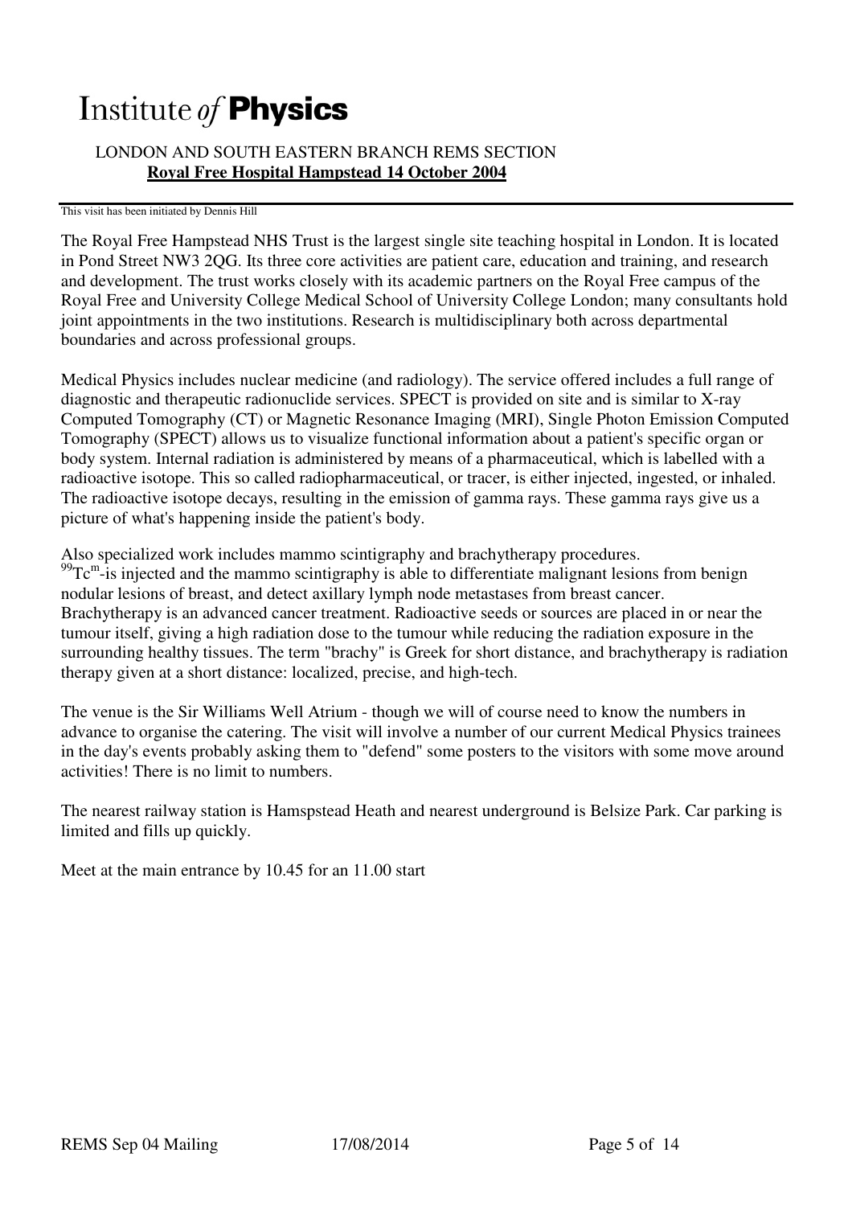# Institute *of* **Physics**

LONDON AND SOUTH EASTERN BRANCH REMS SECTION

**Royal Free Hospital Hampstead 14 October 2004**

This visit has been initiated by Dennis Hill

The Royal Free Hampstead NHS Trust is the largest single site teaching hospital in London. It is located in Pond Street NW3 2QG. Its three core activities are patient care, education and training, and research and development. The trust works closely with its academic partners on the Royal Free campus of the Royal Free and University College Medical School of University College London; many consultants hold joint appointments in the two institutions. Research is multidisciplinary both across departmental boundaries and across professional groups.

Medical Physics includes nuclear medicine (and radiology). The service offered includes a full range of diagnostic and therapeutic radionuclide services. SPECT is provided on site and is similar to X-ray Computed Tomography (CT) or Magnetic Resonance Imaging (MRI), Single Photon Emission Computed Tomography (SPECT) allows us to visualize functional information about a patient's specific organ or body system. Internal radiation is administered by means of a pharmaceutical, which is labelled with a radioactive isotope. This so called radiopharmaceutical, or tracer, is either injected, ingested, or inhaled. The radioactive isotope decays, resulting in the emission of gamma rays. These gamma rays give us a picture of what's happening inside the patient's body.

Also specialized work includes mammo scintigraphy and brachytherapy procedures.
$^{99}Tc^{m}$-is injected and the mammo scintigraphy is able to differentiate malignant lesions from benign nodular lesions of breast, and detect axillary lymph node metastases from breast cancer.
Brachytherapy is an advanced cancer treatment. Radioactive seeds or sources are placed in or near the tumour itself, giving a high radiation dose to the tumour while reducing the radiation exposure in the surrounding healthy tissues. The term "brachy" is Greek for short distance, and brachytherapy is radiation therapy given at a short distance: localized, precise, and high-tech.

The venue is the Sir Williams Well Atrium - though we will of course need to know the numbers in advance to organise the catering. The visit will involve a number of our current Medical Physics trainees in the day's events probably asking them to "defend" some posters to the visitors with some move around activities! There is no limit to numbers.

The nearest railway station is Hamspstead Heath and nearest underground is Belsize Park. Car parking is limited and fills up quickly.

Meet at the main entrance by 10.45 for an 11.00 start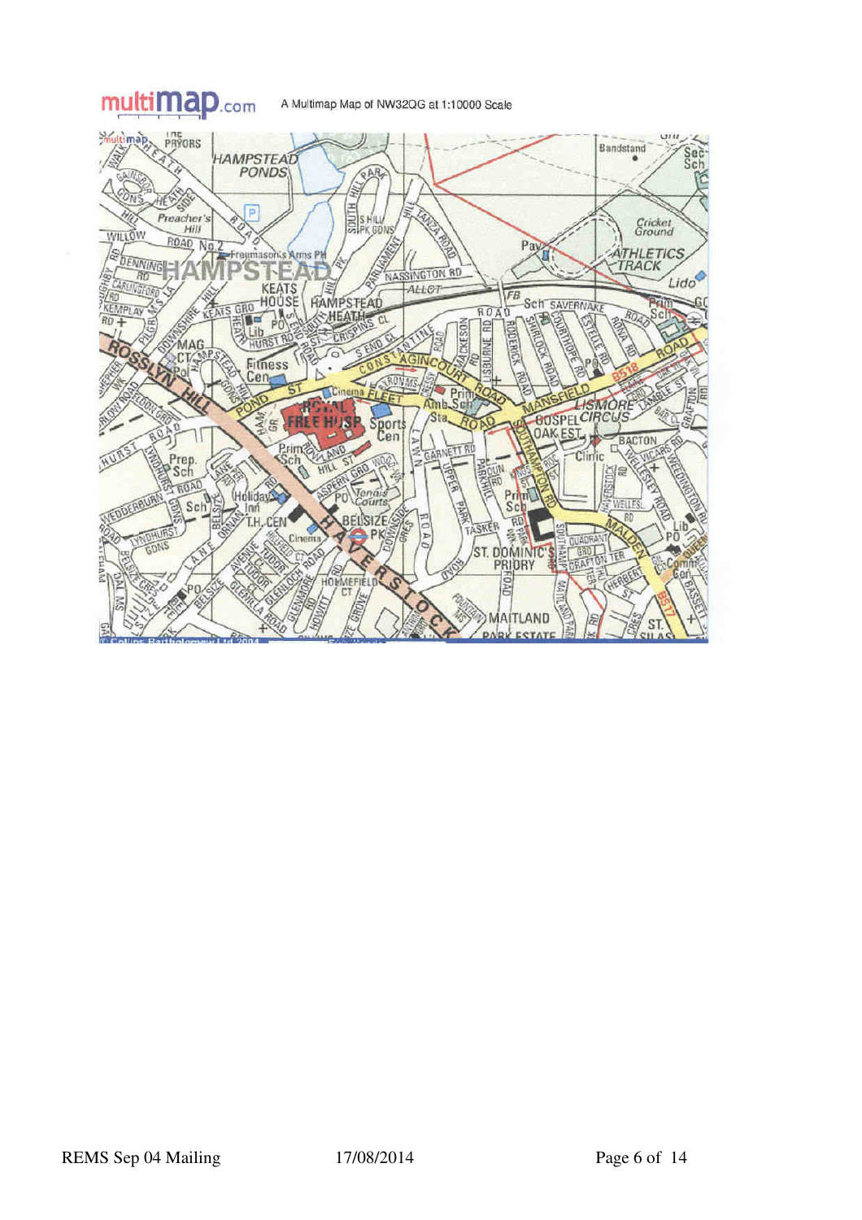A Multimap Map of NW32QG at 1:10000 Scale